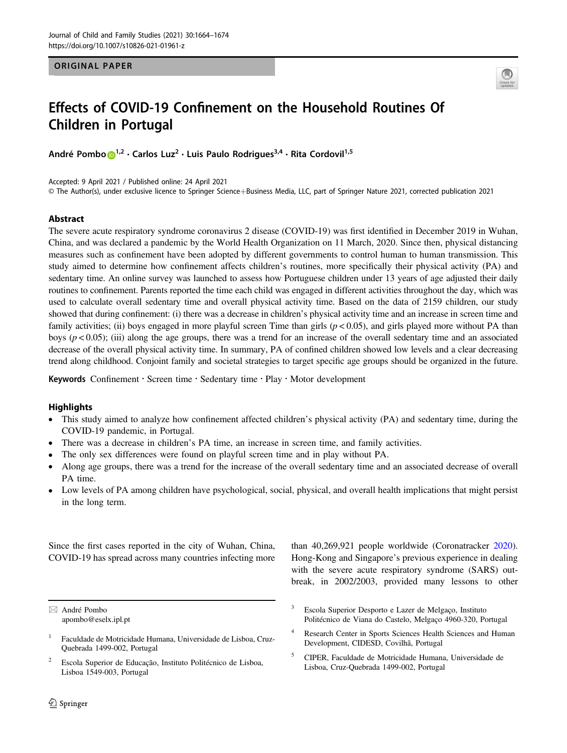ORIGINAL PAPER

# Effects of COVID-19 Confinement on the Household Routines Of Children in Portugal

**André Pombo**[1,2] · **Carlos Luz**[2] · **Luis Paulo Rodrigues**[3,4] · **Rita Cordovil**[1,5]

Accepted: 9 April 2021 / Published online: 24 April 2021
© The Author(s), under exclusive licence to Springer Science+Business Media, LLC, part of Springer Nature 2021, corrected publication 2021

## Abstract

The severe acute respiratory syndrome coronavirus 2 disease (COVID-19) was first identified in December 2019 in Wuhan, China, and was declared a pandemic by the World Health Organization on 11 March, 2020. Since then, physical distancing measures such as confinement have been adopted by different governments to control human to human transmission. This study aimed to determine how confinement affects children's routines, more specifically their physical activity (PA) and sedentary time. An online survey was launched to assess how Portuguese children under 13 years of age adjusted their daily routines to confinement. Parents reported the time each child was engaged in different activities throughout the day, which was used to calculate overall sedentary time and overall physical activity time. Based on the data of 2159 children, our study showed that during confinement: (i) there was a decrease in children's physical activity time and an increase in screen time and family activities; (ii) boys engaged in more playful screen Time than girls ($p < 0.05$), and girls played more without PA than boys ($p < 0.05$); (iii) along the age groups, there was a trend for an increase of the overall sedentary time and an associated decrease of the overall physical activity time. In summary, PA of confined children showed low levels and a clear decreasing trend along childhood. Conjoint family and societal strategies to target specific age groups should be organized in the future.

**Keywords** Confinement · Screen time · Sedentary time · Play · Motor development

## Highlights

- This study aimed to analyze how confinement affected children's physical activity (PA) and sedentary time, during the COVID-19 pandemic, in Portugal.
- There was a decrease in children's PA time, an increase in screen time, and family activities.
- The only sex differences were found on playful screen time and in play without PA.
- Along age groups, there was a trend for the increase of the overall sedentary time and an associated decrease of overall PA time.
- Low levels of PA among children have psychological, social, physical, and overall health implications that might persist in the long term.

Since the first cases reported in the city of Wuhan, China, COVID-19 has spread across many countries infecting more than 40,269,921 people worldwide (Coronatracker 2020). Hong-Kong and Singapore's previous experience in dealing with the severe acute respiratory syndrome (SARS) outbreak, in 2002/2003, provided many lessons to other

---

✉ André Pombo
apombo@eselx.ipl.pt

[1] Faculdade de Motricidade Humana, Universidade de Lisboa, Cruz-Quebrada 1499-002, Portugal

[2] Escola Superior de Educação, Instituto Politécnico de Lisboa, Lisboa 1549-003, Portugal

[3] Escola Superior Desporto e Lazer de Melgaço, Instituto Politécnico de Viana do Castelo, Melgaço 4960-320, Portugal

[4] Research Center in Sports Sciences Health Sciences and Human Development, CIDESD, Covilhã, Portugal

[5] CIPER, Faculdade de Motricidade Humana, Universidade de Lisboa, Cruz-Quebrada 1499-002, Portugal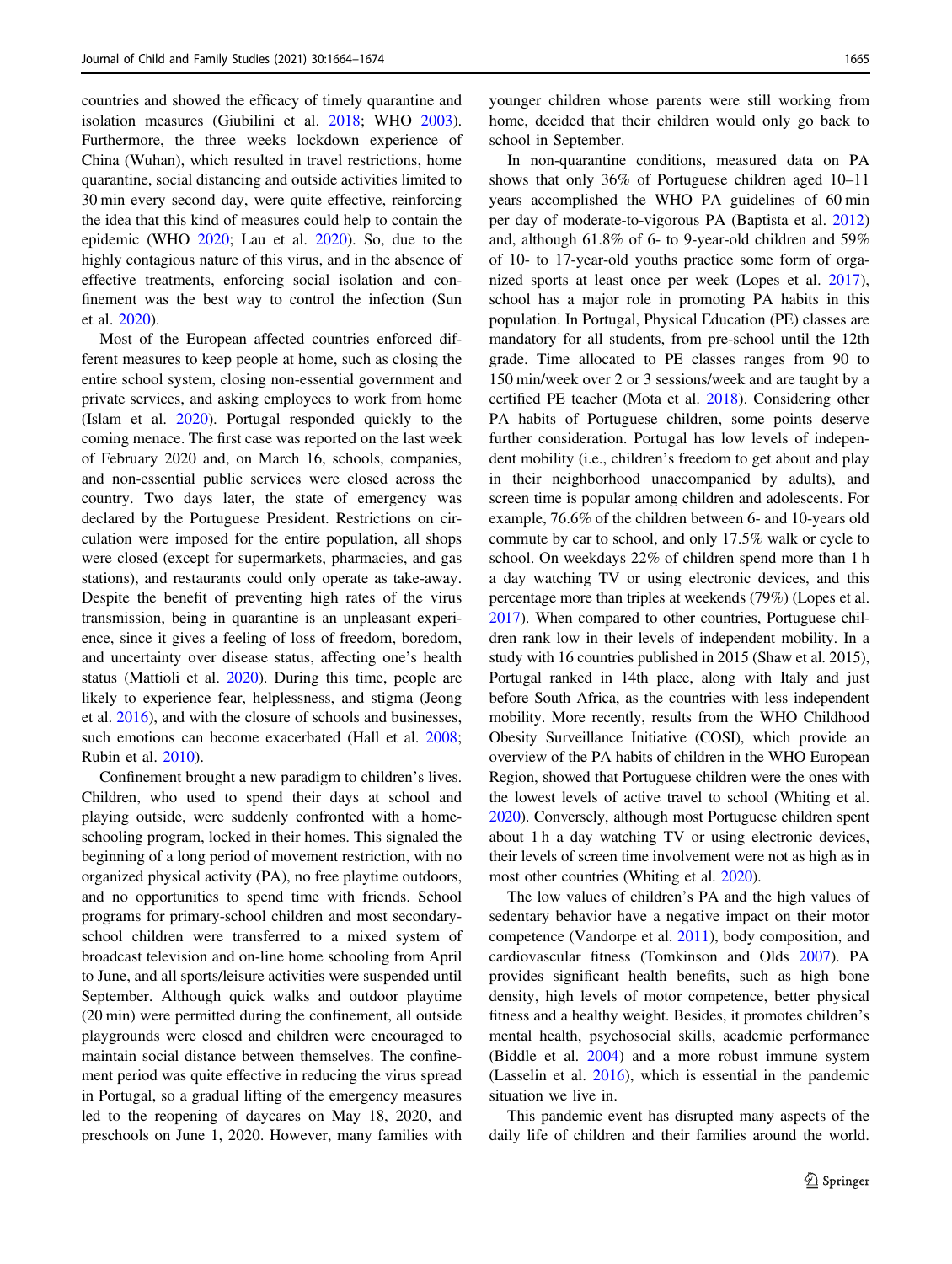countries and showed the efficacy of timely quarantine and isolation measures (Giubilini et al. 2018; WHO 2003). Furthermore, the three weeks lockdown experience of China (Wuhan), which resulted in travel restrictions, home quarantine, social distancing and outside activities limited to 30 min every second day, were quite effective, reinforcing the idea that this kind of measures could help to contain the epidemic (WHO 2020; Lau et al. 2020). So, due to the highly contagious nature of this virus, and in the absence of effective treatments, enforcing social isolation and confinement was the best way to control the infection (Sun et al. 2020).

Most of the European affected countries enforced different measures to keep people at home, such as closing the entire school system, closing non-essential government and private services, and asking employees to work from home (Islam et al. 2020). Portugal responded quickly to the coming menace. The first case was reported on the last week of February 2020 and, on March 16, schools, companies, and non-essential public services were closed across the country. Two days later, the state of emergency was declared by the Portuguese President. Restrictions on circulation were imposed for the entire population, all shops were closed (except for supermarkets, pharmacies, and gas stations), and restaurants could only operate as take-away. Despite the benefit of preventing high rates of the virus transmission, being in quarantine is an unpleasant experience, since it gives a feeling of loss of freedom, boredom, and uncertainty over disease status, affecting one's health status (Mattioli et al. 2020). During this time, people are likely to experience fear, helplessness, and stigma (Jeong et al. 2016), and with the closure of schools and businesses, such emotions can become exacerbated (Hall et al. 2008; Rubin et al. 2010).

Confinement brought a new paradigm to children's lives. Children, who used to spend their days at school and playing outside, were suddenly confronted with a home-schooling program, locked in their homes. This signaled the beginning of a long period of movement restriction, with no organized physical activity (PA), no free playtime outdoors, and no opportunities to spend time with friends. School programs for primary-school children and most secondary-school children were transferred to a mixed system of broadcast television and on-line home schooling from April to June, and all sports/leisure activities were suspended until September. Although quick walks and outdoor playtime (20 min) were permitted during the confinement, all outside playgrounds were closed and children were encouraged to maintain social distance between themselves. The confinement period was quite effective in reducing the virus spread in Portugal, so a gradual lifting of the emergency measures led to the reopening of daycares on May 18, 2020, and preschools on June 1, 2020. However, many families with younger children whose parents were still working from home, decided that their children would only go back to school in September.

In non-quarantine conditions, measured data on PA shows that only 36% of Portuguese children aged 10–11 years accomplished the WHO PA guidelines of 60 min per day of moderate-to-vigorous PA (Baptista et al. 2012) and, although 61.8% of 6- to 9-year-old children and 59% of 10- to 17-year-old youths practice some form of organized sports at least once per week (Lopes et al. 2017), school has a major role in promoting PA habits in this population. In Portugal, Physical Education (PE) classes are mandatory for all students, from pre-school until the 12th grade. Time allocated to PE classes ranges from 90 to 150 min/week over 2 or 3 sessions/week and are taught by a certified PE teacher (Mota et al. 2018). Considering other PA habits of Portuguese children, some points deserve further consideration. Portugal has low levels of independent mobility (i.e., children's freedom to get about and play in their neighborhood unaccompanied by adults), and screen time is popular among children and adolescents. For example, 76.6% of the children between 6- and 10-years old commute by car to school, and only 17.5% walk or cycle to school. On weekdays 22% of children spend more than 1 h a day watching TV or using electronic devices, and this percentage more than triples at weekends (79%) (Lopes et al. 2017). When compared to other countries, Portuguese children rank low in their levels of independent mobility. In a study with 16 countries published in 2015 (Shaw et al. 2015), Portugal ranked in 14th place, along with Italy and just before South Africa, as the countries with less independent mobility. More recently, results from the WHO Childhood Obesity Surveillance Initiative (COSI), which provide an overview of the PA habits of children in the WHO European Region, showed that Portuguese children were the ones with the lowest levels of active travel to school (Whiting et al. 2020). Conversely, although most Portuguese children spent about 1 h a day watching TV or using electronic devices, their levels of screen time involvement were not as high as in most other countries (Whiting et al. 2020).

The low values of children's PA and the high values of sedentary behavior have a negative impact on their motor competence (Vandorpe et al. 2011), body composition, and cardiovascular fitness (Tomkinson and Olds 2007). PA provides significant health benefits, such as high bone density, high levels of motor competence, better physical fitness and a healthy weight. Besides, it promotes children's mental health, psychosocial skills, academic performance (Biddle et al. 2004) and a more robust immune system (Lasselin et al. 2016), which is essential in the pandemic situation we live in.

This pandemic event has disrupted many aspects of the daily life of children and their families around the world.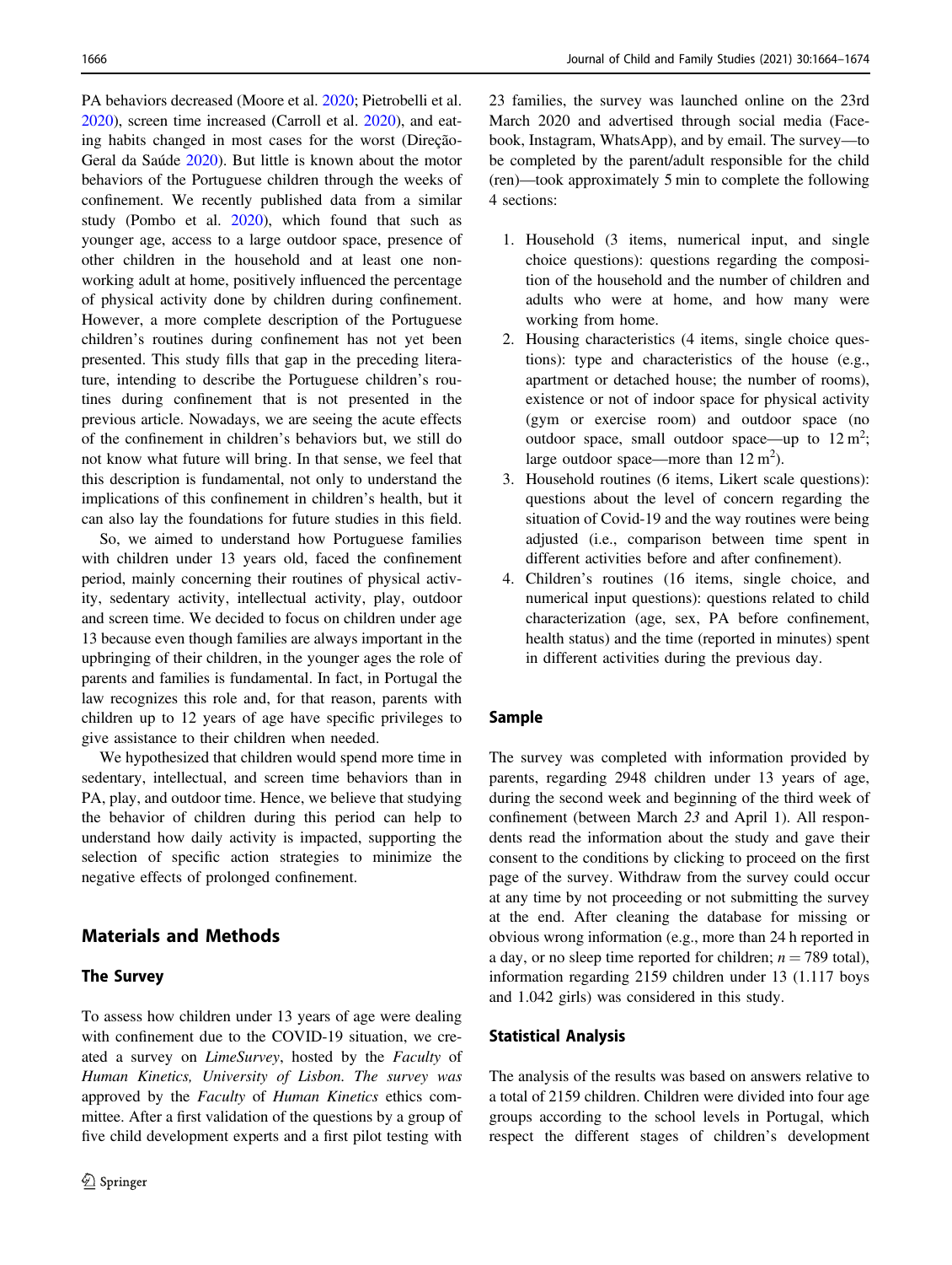PA behaviors decreased (Moore et al. 2020; Pietrobelli et al. 2020), screen time increased (Carroll et al. 2020), and eating habits changed in most cases for the worst (Direção-Geral da Saúde 2020). But little is known about the motor behaviors of the Portuguese children through the weeks of confinement. We recently published data from a similar study (Pombo et al. 2020), which found that such as younger age, access to a large outdoor space, presence of other children in the household and at least one non-working adult at home, positively influenced the percentage of physical activity done by children during confinement. However, a more complete description of the Portuguese children's routines during confinement has not yet been presented. This study fills that gap in the preceding literature, intending to describe the Portuguese children's routines during confinement that is not presented in the previous article. Nowadays, we are seeing the acute effects of the confinement in children's behaviors but, we still do not know what future will bring. In that sense, we feel that this description is fundamental, not only to understand the implications of this confinement in children's health, but it can also lay the foundations for future studies in this field.

So, we aimed to understand how Portuguese families with children under 13 years old, faced the confinement period, mainly concerning their routines of physical activity, sedentary activity, intellectual activity, play, outdoor and screen time. We decided to focus on children under age 13 because even though families are always important in the upbringing of their children, in the younger ages the role of parents and families is fundamental. In fact, in Portugal the law recognizes this role and, for that reason, parents with children up to 12 years of age have specific privileges to give assistance to their children when needed.

We hypothesized that children would spend more time in sedentary, intellectual, and screen time behaviors than in PA, play, and outdoor time. Hence, we believe that studying the behavior of children during this period can help to understand how daily activity is impacted, supporting the selection of specific action strategies to minimize the negative effects of prolonged confinement.

## Materials and Methods

### The Survey

To assess how children under 13 years of age were dealing with confinement due to the COVID-19 situation, we created a survey on *LimeSurvey*, hosted by the *Faculty* of *Human Kinetics, University of Lisbon. The survey was* approved by the *Faculty* of *Human Kinetics* ethics committee. After a first validation of the questions by a group of five child development experts and a first pilot testing with 23 families, the survey was launched online on the 23rd March 2020 and advertised through social media (Facebook, Instagram, WhatsApp), and by email. The survey—to be completed by the parent/adult responsible for the child (ren)—took approximately 5 min to complete the following 4 sections:

1. Household (3 items, numerical input, and single choice questions): questions regarding the composition of the household and the number of children and adults who were at home, and how many were working from home.
2. Housing characteristics (4 items, single choice questions): type and characteristics of the house (e.g., apartment or detached house; the number of rooms), existence or not of indoor space for physical activity (gym or exercise room) and outdoor space (no outdoor space, small outdoor space—up to 12 m$^2$; large outdoor space—more than 12 m$^2$).
3. Household routines (6 items, Likert scale questions): questions about the level of concern regarding the situation of Covid-19 and the way routines were being adjusted (i.e., comparison between time spent in different activities before and after confinement).
4. Children's routines (16 items, single choice, and numerical input questions): questions related to child characterization (age, sex, PA before confinement, health status) and the time (reported in minutes) spent in different activities during the previous day.

### Sample

The survey was completed with information provided by parents, regarding 2948 children under 13 years of age, during the second week and beginning of the third week of confinement (between March *23* and April 1). All respondents read the information about the study and gave their consent to the conditions by clicking to proceed on the first page of the survey. Withdraw from the survey could occur at any time by not proceeding or not submitting the survey at the end. After cleaning the database for missing or obvious wrong information (e.g., more than 24 h reported in a day, or no sleep time reported for children; $n = 789$ total), information regarding 2159 children under 13 (1.117 boys and 1.042 girls) was considered in this study.

### Statistical Analysis

The analysis of the results was based on answers relative to a total of 2159 children. Children were divided into four age groups according to the school levels in Portugal, which respect the different stages of children's development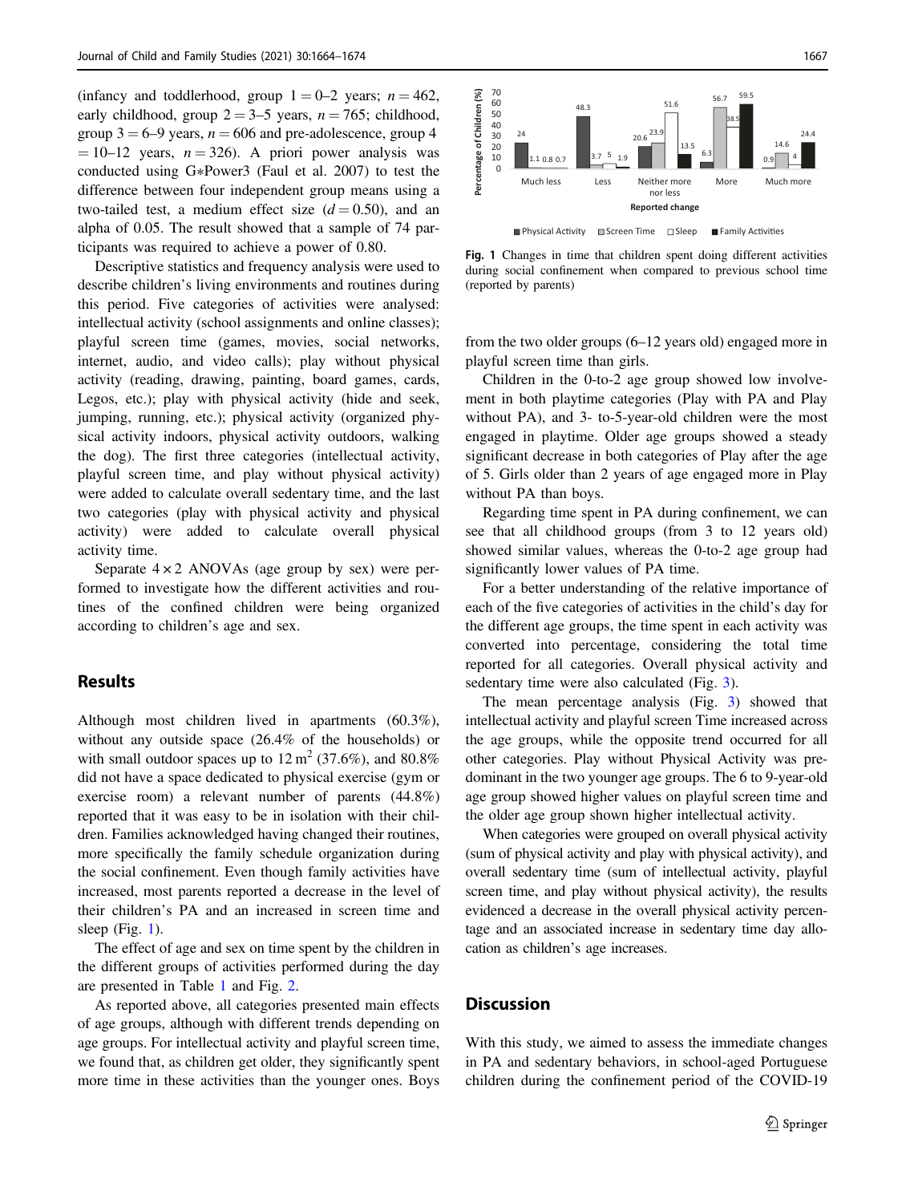(infancy and toddlerhood, group 1 = 0–2 years; $n = 462$, early childhood, group 2 = 3–5 years, $n = 765$; childhood, group 3 = 6–9 years, $n = 606$ and pre-adolescence, group 4 = 10–12 years, $n = 326$). A priori power analysis was conducted using G*Power3 (Faul et al. 2007) to test the difference between four independent group means using a two-tailed test, a medium effect size ($d = 0.50$), and an alpha of 0.05. The result showed that a sample of 74 participants was required to achieve a power of 0.80.

Descriptive statistics and frequency analysis were used to describe children's living environments and routines during this period. Five categories of activities were analysed: intellectual activity (school assignments and online classes); playful screen time (games, movies, social networks, internet, audio, and video calls); play without physical activity (reading, drawing, painting, board games, cards, Legos, etc.); play with physical activity (hide and seek, jumping, running, etc.); physical activity (organized physical activity indoors, physical activity outdoors, walking the dog). The first three categories (intellectual activity, playful screen time, and play without physical activity) were added to calculate overall sedentary time, and the last two categories (play with physical activity and physical activity) were added to calculate overall physical activity time.

Separate 4 × 2 ANOVAs (age group by sex) were performed to investigate how the different activities and routines of the confined children were being organized according to children's age and sex.

## Results

Although most children lived in apartments (60.3%), without any outside space (26.4% of the households) or with small outdoor spaces up to 12 m$^2$ (37.6%), and 80.8% did not have a space dedicated to physical exercise (gym or exercise room) a relevant number of parents (44.8%) reported that it was easy to be in isolation with their children. Families acknowledged having changed their routines, more specifically the family schedule organization during the social confinement. Even though family activities have increased, most parents reported a decrease in the level of their children's PA and an increased in screen time and sleep (Fig. 1).

The effect of age and sex on time spent by the children in the different groups of activities performed during the day are presented in Table 1 and Fig. 2.

As reported above, all categories presented main effects of age groups, although with different trends depending on age groups. For intellectual activity and playful screen time, we found that, as children get older, they significantly spent more time in these activities than the younger ones. Boys from the two older groups (6–12 years old) engaged more in playful screen time than girls.

Children in the 0-to-2 age group showed low involvement in both playtime categories (Play with PA and Play without PA), and 3- to-5-year-old children were the most engaged in playtime. Older age groups showed a steady significant decrease in both categories of Play after the age of 5. Girls older than 2 years of age engaged more in Play without PA than boys.

Regarding time spent in PA during confinement, we can see that all childhood groups (from 3 to 12 years old) showed similar values, whereas the 0-to-2 age group had significantly lower values of PA time.

For a better understanding of the relative importance of each of the five categories of activities in the child's day for the different age groups, the time spent in each activity was converted into percentage, considering the total time reported for all categories. Overall physical activity and sedentary time were also calculated (Fig. 3).

The mean percentage analysis (Fig. 3) showed that intellectual activity and playful screen Time increased across the age groups, while the opposite trend occurred for all other categories. Play without Physical Activity was predominant in the two younger age groups. The 6 to 9-year-old age group showed higher values on playful screen time and the older age group shown higher intellectual activity.

When categories were grouped on overall physical activity (sum of physical activity and play with physical activity), and overall sedentary time (sum of intellectual activity, playful screen time, and play without physical activity), the results evidenced a decrease in the overall physical activity percentage and an associated increase in sedentary time day allocation as children's age increases.

| Reported change | Physical Activity | Screen Time | Sleep | Family Activities |
|---|---|---|---|---|
| Much less | 24 | 1.1 | 0.8 | 0.7 |
| Less | 48.3 | 3.7 | 5 | 1.9 |
| Neither more nor less | 20.6 | 23.9 | 51.6 | 13.5 |
| More | 6.3 | 56.7 | 38.5 | 59.5 |
| Much more | 0.9 | 14.6 | 4 | 24.4 |

Fig. 1 Changes in time that children spent doing different activities during social confinement when compared to previous school time (reported by parents)

## Discussion

With this study, we aimed to assess the immediate changes in PA and sedentary behaviors, in school-aged Portuguese children during the confinement period of the COVID-19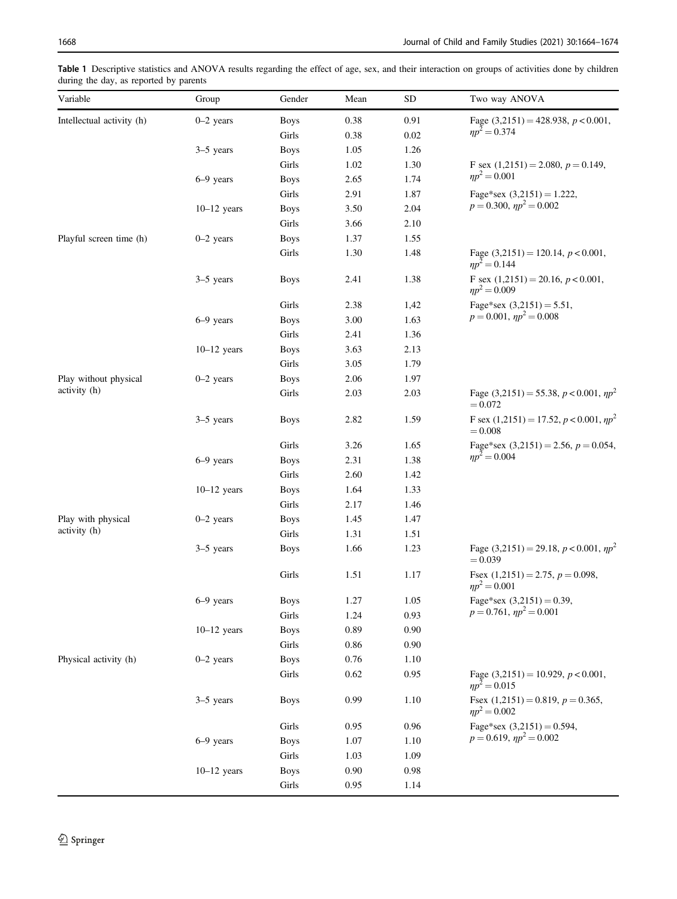**Table 1** Descriptive statistics and ANOVA results regarding the effect of age, sex, and their interaction on groups of activities done by children during the day, as reported by parents

| Variable | Group | Gender | Mean | SD | Two way ANOVA |
|---|---|---|---|---|---|
| Intellectual activity (h) | 0–2 years | Boys | 0.38 | 0.91 | Fage $(3,2151) = 428.938$, $p < 0.001$, $\eta p^2 = 0.374$ |
| | | Girls | 0.38 | 0.02 | |
| | 3–5 years | Boys | 1.05 | 1.26 | |
| | | Girls | 1.02 | 1.30 | F sex $(1,2151) = 2.080$, $p = 0.149$, $\eta p^2 = 0.001$ |
| | 6–9 years | Boys | 2.65 | 1.74 | |
| | | Girls | 2.91 | 1.87 | Fage*sex $(3,2151) = 1.222$, $p = 0.300$, $\eta p^2 = 0.002$ |
| | 10–12 years | Boys | 3.50 | 2.04 | |
| | | Girls | 3.66 | 2.10 | |
| Playful screen time (h) | 0–2 years | Boys | 1.37 | 1.55 | |
| | | Girls | 1.30 | 1.48 | Fage $(3,2151) = 120.14$, $p < 0.001$, $\eta p^2 = 0.144$ |
| | 3–5 years | Boys | 2.41 | 1.38 | F sex $(1,2151) = 20.16$, $p < 0.001$, $\eta p^2 = 0.009$ |
| | | Girls | 2.38 | 1,42 | Fage*sex $(3,2151) = 5.51$, $p = 0.001$, $\eta p^2 = 0.008$ |
| | 6–9 years | Boys | 3.00 | 1.63 | |
| | | Girls | 2.41 | 1.36 | |
| | 10–12 years | Boys | 3.63 | 2.13 | |
| | | Girls | 3.05 | 1.79 | |
| Play without physical activity (h) | 0–2 years | Boys | 2.06 | 1.97 | |
| | | Girls | 2.03 | 2.03 | Fage $(3,2151) = 55.38$, $p < 0.001$, $\eta p^2 = 0.072$ |
| | 3–5 years | Boys | 2.82 | 1.59 | F sex $(1,2151) = 17.52$, $p < 0.001$, $\eta p^2 = 0.008$ |
| | | Girls | 3.26 | 1.65 | Fage*sex $(3,2151) = 2.56$, $p = 0.054$, $\eta p^2 = 0.004$ |
| | 6–9 years | Boys | 2.31 | 1.38 | |
| | | Girls | 2.60 | 1.42 | |
| | 10–12 years | Boys | 1.64 | 1.33 | |
| | | Girls | 2.17 | 1.46 | |
| Play with physical activity (h) | 0–2 years | Boys | 1.45 | 1.47 | |
| | | Girls | 1.31 | 1.51 | |
| | 3–5 years | Boys | 1.66 | 1.23 | Fage $(3,2151) = 29.18$, $p < 0.001$, $\eta p^2 = 0.039$ |
| | | Girls | 1.51 | 1.17 | Fsex $(1,2151) = 2.75$, $p = 0.098$, $\eta p^2 = 0.001$ |
| | 6–9 years | Boys | 1.27 | 1.05 | Fage*sex $(3,2151) = 0.39$, $p = 0.761$, $\eta p^2 = 0.001$ |
| | | Girls | 1.24 | 0.93 | |
| | 10–12 years | Boys | 0.89 | 0.90 | |
| | | Girls | 0.86 | 0.90 | |
| Physical activity (h) | 0–2 years | Boys | 0.76 | 1.10 | |
| | | Girls | 0.62 | 0.95 | Fage $(3,2151) = 10.929$, $p < 0.001$, $\eta p^2 = 0.015$ |
| | 3–5 years | Boys | 0.99 | 1.10 | Fsex $(1,2151) = 0.819$, $p = 0.365$, $\eta p^2 = 0.002$ |
| | | Girls | 0.95 | 0.96 | Fage*sex $(3,2151) = 0.594$, $p = 0.619$, $\eta p^2 = 0.002$ |
| | 6–9 years | Boys | 1.07 | 1.10 | |
| | | Girls | 1.03 | 1.09 | |
| | 10–12 years | Boys | 0.90 | 0.98 | |
| | | Girls | 0.95 | 1.14 | |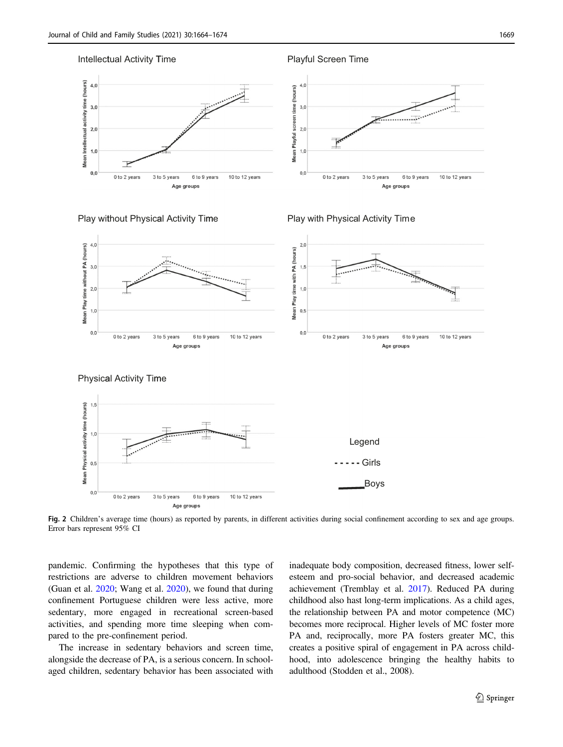Fig. 2 Children's average time (hours) as reported by parents, in different activities during social confinement according to sex and age groups. Error bars represent 95% CI

pandemic. Confirming the hypotheses that this type of restrictions are adverse to children movement behaviors (Guan et al. 2020; Wang et al. 2020), we found that during confinement Portuguese children were less active, more sedentary, more engaged in recreational screen-based activities, and spending more time sleeping when compared to the pre-confinement period.

The increase in sedentary behaviors and screen time, alongside the decrease of PA, is a serious concern. In school-aged children, sedentary behavior has been associated with inadequate body composition, decreased fitness, lower self-esteem and pro-social behavior, and decreased academic achievement (Tremblay et al. 2017). Reduced PA during childhood also hast long-term implications. As a child ages, the relationship between PA and motor competence (MC) becomes more reciprocal. Higher levels of MC foster more PA and, reciprocally, more PA fosters greater MC, this creates a positive spiral of engagement in PA across childhood, into adolescence bringing the healthy habits to adulthood (Stodden et al., 2008).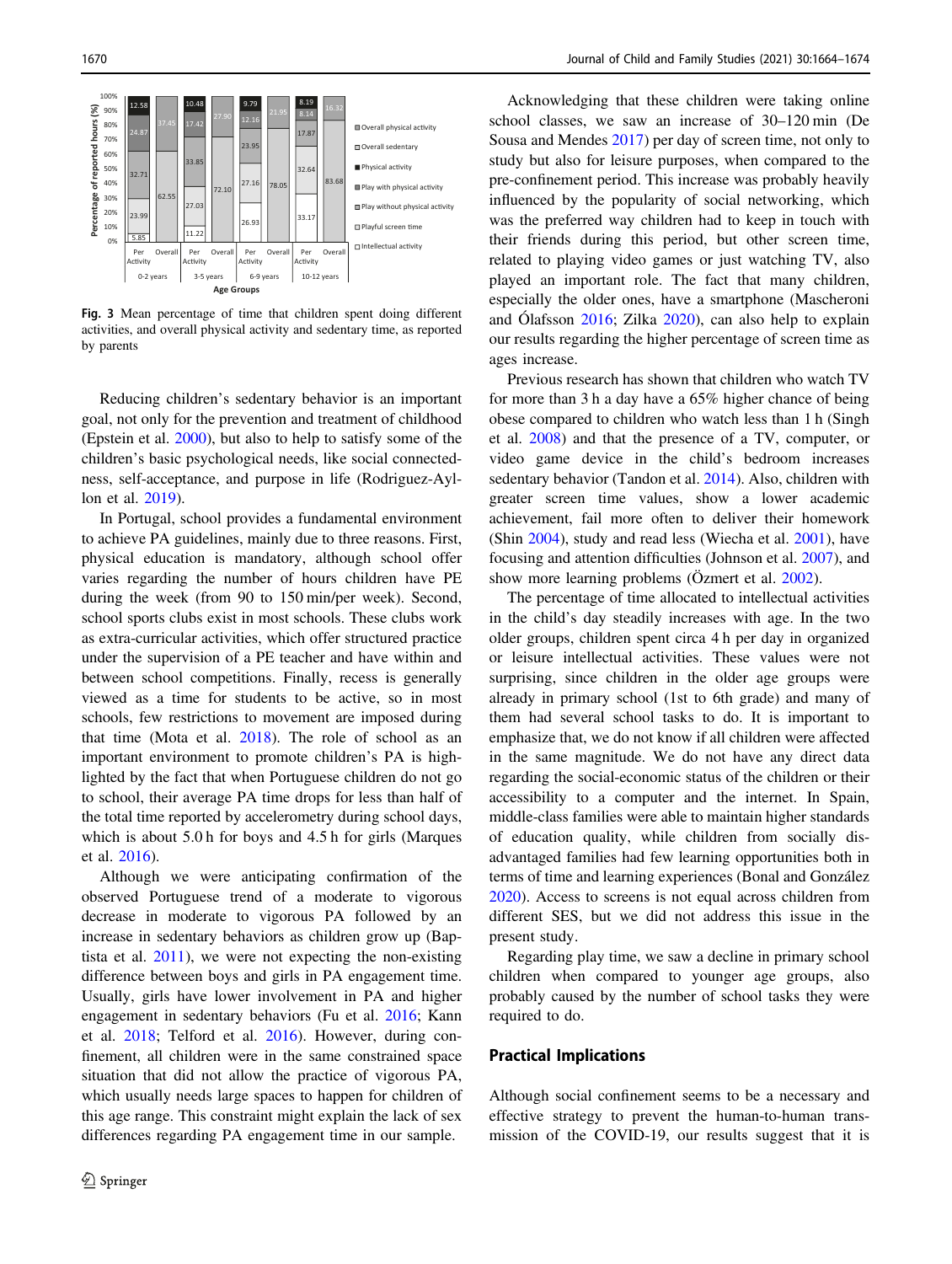Fig. 3 Mean percentage of time that children spent doing different activities, and overall physical activity and sedentary time, as reported by parents

Reducing children's sedentary behavior is an important goal, not only for the prevention and treatment of childhood (Epstein et al. 2000), but also to help to satisfy some of the children's basic psychological needs, like social connectedness, self-acceptance, and purpose in life (Rodriguez-Ayllon et al. 2019).

In Portugal, school provides a fundamental environment to achieve PA guidelines, mainly due to three reasons. First, physical education is mandatory, although school offer varies regarding the number of hours children have PE during the week (from 90 to 150 min/per week). Second, school sports clubs exist in most schools. These clubs work as extra-curricular activities, which offer structured practice under the supervision of a PE teacher and have within and between school competitions. Finally, recess is generally viewed as a time for students to be active, so in most schools, few restrictions to movement are imposed during that time (Mota et al. 2018). The role of school as an important environment to promote children's PA is highlighted by the fact that when Portuguese children do not go to school, their average PA time drops for less than half of the total time reported by accelerometry during school days, which is about 5.0 h for boys and 4.5 h for girls (Marques et al. 2016).

Although we were anticipating confirmation of the observed Portuguese trend of a moderate to vigorous decrease in moderate to vigorous PA followed by an increase in sedentary behaviors as children grow up (Baptista et al. 2011), we were not expecting the non-existing difference between boys and girls in PA engagement time. Usually, girls have lower involvement in PA and higher engagement in sedentary behaviors (Fu et al. 2016; Kann et al. 2018; Telford et al. 2016). However, during confinement, all children were in the same constrained space situation that did not allow the practice of vigorous PA, which usually needs large spaces to happen for children of this age range. This constraint might explain the lack of sex differences regarding PA engagement time in our sample.

Acknowledging that these children were taking online school classes, we saw an increase of 30–120 min (De Sousa and Mendes 2017) per day of screen time, not only to study but also for leisure purposes, when compared to the pre-confinement period. This increase was probably heavily influenced by the popularity of social networking, which was the preferred way children had to keep in touch with their friends during this period, but other screen time, related to playing video games or just watching TV, also played an important role. The fact that many children, especially the older ones, have a smartphone (Mascheroni and Ólafsson 2016; Zilka 2020), can also help to explain our results regarding the higher percentage of screen time as ages increase.

Previous research has shown that children who watch TV for more than 3 h a day have a 65% higher chance of being obese compared to children who watch less than 1 h (Singh et al. 2008) and that the presence of a TV, computer, or video game device in the child's bedroom increases sedentary behavior (Tandon et al. 2014). Also, children with greater screen time values, show a lower academic achievement, fail more often to deliver their homework (Shin 2004), study and read less (Wiecha et al. 2001), have focusing and attention difficulties (Johnson et al. 2007), and show more learning problems (Özmert et al. 2002).

The percentage of time allocated to intellectual activities in the child's day steadily increases with age. In the two older groups, children spent circa 4 h per day in organized or leisure intellectual activities. These values were not surprising, since children in the older age groups were already in primary school (1st to 6th grade) and many of them had several school tasks to do. It is important to emphasize that, we do not know if all children were affected in the same magnitude. We do not have any direct data regarding the social-economic status of the children or their accessibility to a computer and the internet. In Spain, middle-class families were able to maintain higher standards of education quality, while children from socially disadvantaged families had few learning opportunities both in terms of time and learning experiences (Bonal and González 2020). Access to screens is not equal across children from different SES, but we did not address this issue in the present study.

Regarding play time, we saw a decline in primary school children when compared to younger age groups, also probably caused by the number of school tasks they were required to do.

## Practical Implications

Although social confinement seems to be a necessary and effective strategy to prevent the human-to-human transmission of the COVID-19, our results suggest that it is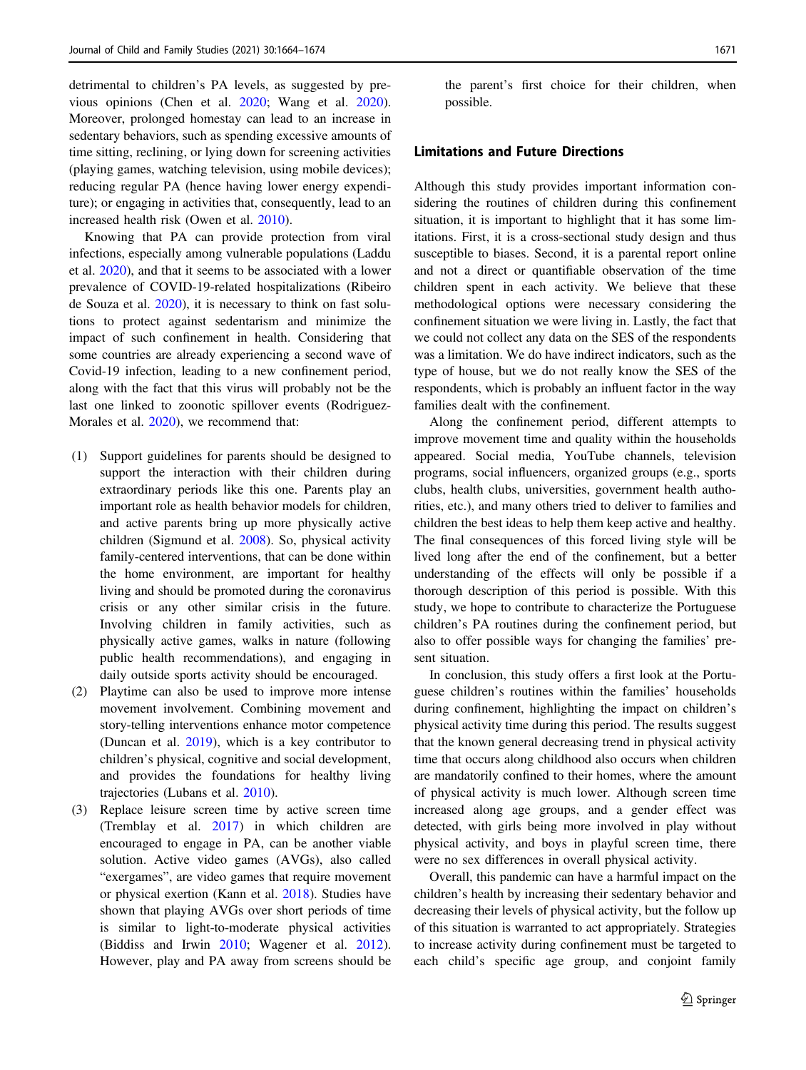detrimental to children's PA levels, as suggested by previous opinions (Chen et al. 2020; Wang et al. 2020). Moreover, prolonged homestay can lead to an increase in sedentary behaviors, such as spending excessive amounts of time sitting, reclining, or lying down for screening activities (playing games, watching television, using mobile devices); reducing regular PA (hence having lower energy expenditure); or engaging in activities that, consequently, lead to an increased health risk (Owen et al. 2010).

Knowing that PA can provide protection from viral infections, especially among vulnerable populations (Laddu et al. 2020), and that it seems to be associated with a lower prevalence of COVID-19-related hospitalizations (Ribeiro de Souza et al. 2020), it is necessary to think on fast solutions to protect against sedentarism and minimize the impact of such confinement in health. Considering that some countries are already experiencing a second wave of Covid-19 infection, leading to a new confinement period, along with the fact that this virus will probably not be the last one linked to zoonotic spillover events (Rodriguez-Morales et al. 2020), we recommend that:

(1) Support guidelines for parents should be designed to support the interaction with their children during extraordinary periods like this one. Parents play an important role as health behavior models for children, and active parents bring up more physically active children (Sigmund et al. 2008). So, physical activity family-centered interventions, that can be done within the home environment, are important for healthy living and should be promoted during the coronavirus crisis or any other similar crisis in the future. Involving children in family activities, such as physically active games, walks in nature (following public health recommendations), and engaging in daily outside sports activity should be encouraged.

(2) Playtime can also be used to improve more intense movement involvement. Combining movement and story-telling interventions enhance motor competence (Duncan et al. 2019), which is a key contributor to children's physical, cognitive and social development, and provides the foundations for healthy living trajectories (Lubans et al. 2010).

(3) Replace leisure screen time by active screen time (Tremblay et al. 2017) in which children are encouraged to engage in PA, can be another viable solution. Active video games (AVGs), also called "exergames", are video games that require movement or physical exertion (Kann et al. 2018). Studies have shown that playing AVGs over short periods of time is similar to light-to-moderate physical activities (Biddiss and Irwin 2010; Wagener et al. 2012). However, play and PA away from screens should be the parent's first choice for their children, when possible.

## Limitations and Future Directions

Although this study provides important information considering the routines of children during this confinement situation, it is important to highlight that it has some limitations. First, it is a cross-sectional study design and thus susceptible to biases. Second, it is a parental report online and not a direct or quantifiable observation of the time children spent in each activity. We believe that these methodological options were necessary considering the confinement situation we were living in. Lastly, the fact that we could not collect any data on the SES of the respondents was a limitation. We do have indirect indicators, such as the type of house, but we do not really know the SES of the respondents, which is probably an influent factor in the way families dealt with the confinement.

Along the confinement period, different attempts to improve movement time and quality within the households appeared. Social media, YouTube channels, television programs, social influencers, organized groups (e.g., sports clubs, health clubs, universities, government health authorities, etc.), and many others tried to deliver to families and children the best ideas to help them keep active and healthy. The final consequences of this forced living style will be lived long after the end of the confinement, but a better understanding of the effects will only be possible if a thorough description of this period is possible. With this study, we hope to contribute to characterize the Portuguese children's PA routines during the confinement period, but also to offer possible ways for changing the families' present situation.

In conclusion, this study offers a first look at the Portuguese children's routines within the families' households during confinement, highlighting the impact on children's physical activity time during this period. The results suggest that the known general decreasing trend in physical activity time that occurs along childhood also occurs when children are mandatorily confined to their homes, where the amount of physical activity is much lower. Although screen time increased along age groups, and a gender effect was detected, with girls being more involved in play without physical activity, and boys in playful screen time, there were no sex differences in overall physical activity.

Overall, this pandemic can have a harmful impact on the children's health by increasing their sedentary behavior and decreasing their levels of physical activity, but the follow up of this situation is warranted to act appropriately. Strategies to increase activity during confinement must be targeted to each child's specific age group, and conjoint family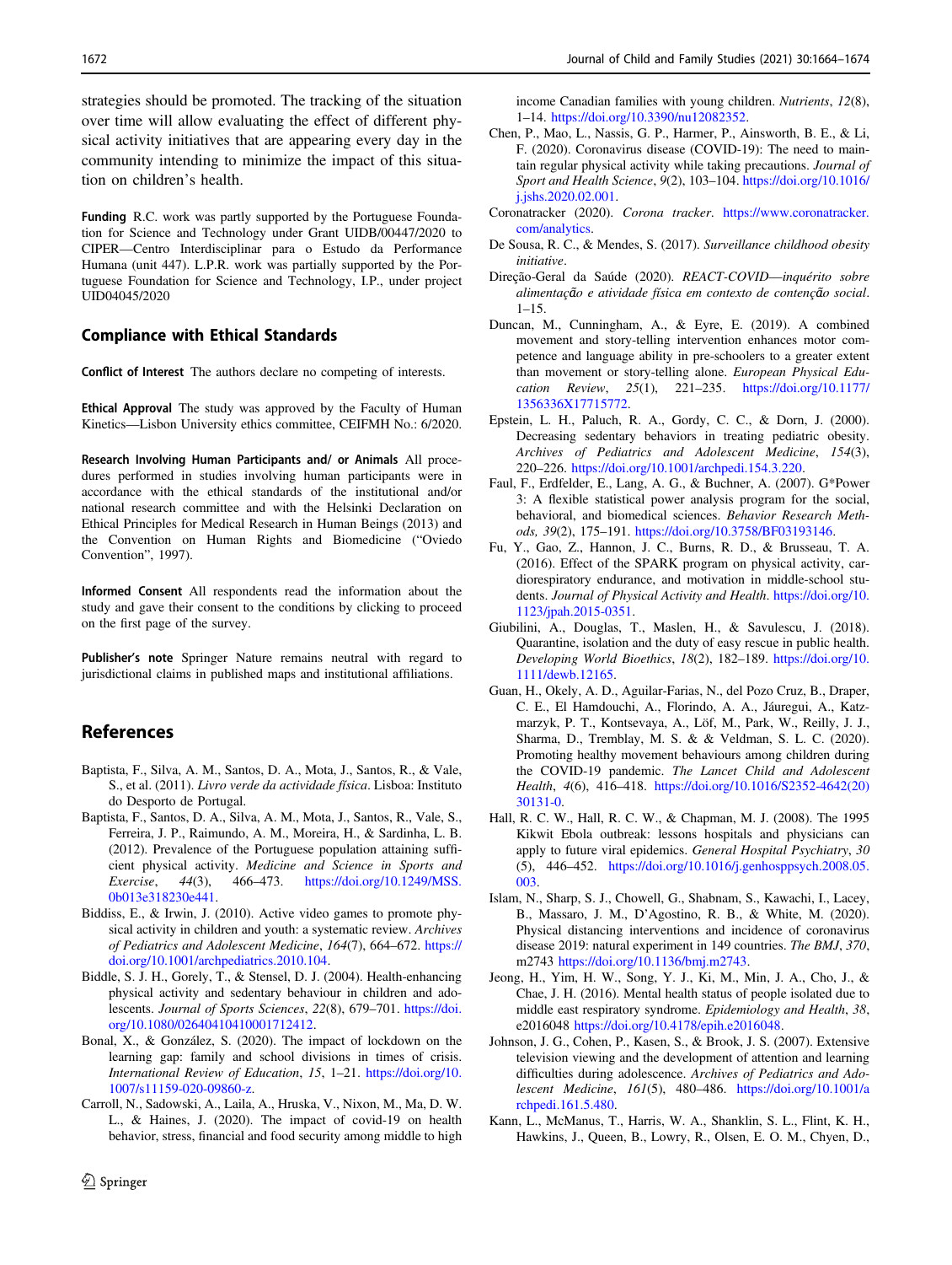strategies should be promoted. The tracking of the situation over time will allow evaluating the effect of different physical activity initiatives that are appearing every day in the community intending to minimize the impact of this situation on children's health.

**Funding** R.C. work was partly supported by the Portuguese Foundation for Science and Technology under Grant UIDB/00447/2020 to CIPER—Centro Interdisciplinar para o Estudo da Performance Humana (unit 447). L.P.R. work was partially supported by the Portuguese Foundation for Science and Technology, I.P., under project UID04045/2020

## Compliance with Ethical Standards

**Conflict of Interest** The authors declare no competing of interests.

**Ethical Approval** The study was approved by the Faculty of Human Kinetics—Lisbon University ethics committee, CEIFMH No.: 6/2020.

**Research Involving Human Participants and/ or Animals** All procedures performed in studies involving human participants were in accordance with the ethical standards of the institutional and/or national research committee and with the Helsinki Declaration on Ethical Principles for Medical Research in Human Beings (2013) and the Convention on Human Rights and Biomedicine ("Oviedo Convention", 1997).

**Informed Consent** All respondents read the information about the study and gave their consent to the conditions by clicking to proceed on the first page of the survey.

**Publisher's note** Springer Nature remains neutral with regard to jurisdictional claims in published maps and institutional affiliations.

## References

Baptista, F., Silva, A. M., Santos, D. A., Mota, J., Santos, R., & Vale, S., et al. (2011). *Livro verde da actividade física*. Lisboa: Instituto do Desporto de Portugal.

Baptista, F., Santos, D. A., Silva, A. M., Mota, J., Santos, R., Vale, S., Ferreira, J. P., Raimundo, A. M., Moreira, H., & Sardinha, L. B. (2012). Prevalence of the Portuguese population attaining sufficient physical activity. *Medicine and Science in Sports and Exercise*, *44*(3), 466–473. https://doi.org/10.1249/MSS.0b013e318230e441.

Biddiss, E., & Irwin, J. (2010). Active video games to promote physical activity in children and youth: a systematic review. *Archives of Pediatrics and Adolescent Medicine*, *164*(7), 664–672. https://doi.org/10.1001/archpediatrics.2010.104.

Biddle, S. J. H., Gorely, T., & Stensel, D. J. (2004). Health-enhancing physical activity and sedentary behaviour in children and adolescents. *Journal of Sports Sciences*, *22*(8), 679–701. https://doi.org/10.1080/02640410410001712412.

Bonal, X., & González, S. (2020). The impact of lockdown on the learning gap: family and school divisions in times of crisis. *International Review of Education*, *15*, 1–21. https://doi.org/10.1007/s11159-020-09860-z.

Carroll, N., Sadowski, A., Laila, A., Hruska, V., Nixon, M., Ma, D. W. L., & Haines, J. (2020). The impact of covid-19 on health behavior, stress, financial and food security among middle to high income Canadian families with young children. *Nutrients*, *12*(8), 1–14. https://doi.org/10.3390/nu12082352.

Chen, P., Mao, L., Nassis, G. P., Harmer, P., Ainsworth, B. E., & Li, F. (2020). Coronavirus disease (COVID-19): The need to maintain regular physical activity while taking precautions. *Journal of Sport and Health Science*, *9*(2), 103–104. https://doi.org/10.1016/j.jshs.2020.02.001.

Coronatracker (2020). *Corona tracker*. https://www.coronatracker.com/analytics.

De Sousa, R. C., & Mendes, S. (2017). *Surveillance childhood obesity initiative*.

Direção-Geral da Saúde (2020). *REACT-COVID—inquérito sobre alimentação e atividade física em contexto de contenção social*. 1–15.

Duncan, M., Cunningham, A., & Eyre, E. (2019). A combined movement and story-telling intervention enhances motor competence and language ability in pre-schoolers to a greater extent than movement or story-telling alone. *European Physical Education Review*, *25*(1), 221–235. https://doi.org/10.1177/1356336X17715772.

Epstein, L. H., Paluch, R. A., Gordy, C. C., & Dorn, J. (2000). Decreasing sedentary behaviors in treating pediatric obesity. *Archives of Pediatrics and Adolescent Medicine*, *154*(3), 220–226. https://doi.org/10.1001/archpedi.154.3.220.

Faul, F., Erdfelder, E., Lang, A. G., & Buchner, A. (2007). G*Power 3: A flexible statistical power analysis program for the social, behavioral, and biomedical sciences. *Behavior Research Methods, 39*(2), 175–191. https://doi.org/10.3758/BF03193146.

Fu, Y., Gao, Z., Hannon, J. C., Burns, R. D., & Brusseau, T. A. (2016). Effect of the SPARK program on physical activity, cardiorespiratory endurance, and motivation in middle-school students. *Journal of Physical Activity and Health*. https://doi.org/10.1123/jpah.2015-0351.

Giubilini, A., Douglas, T., Maslen, H., & Savulescu, J. (2018). Quarantine, isolation and the duty of easy rescue in public health. *Developing World Bioethics*, *18*(2), 182–189. https://doi.org/10.1111/dewb.12165.

Guan, H., Okely, A. D., Aguilar-Farias, N., del Pozo Cruz, B., Draper, C. E., El Hamdouchi, A., Florindo, A. A., Jáuregui, A., Katzmarzyk, P. T., Kontsevaya, A., Löf, M., Park, W., Reilly, J. J., Sharma, D., Tremblay, M. S. & & Veldman, S. L. C. (2020). Promoting healthy movement behaviours among children during the COVID-19 pandemic. *The Lancet Child and Adolescent Health*, *4*(6), 416–418. https://doi.org/10.1016/S2352-4642(20)30131-0.

Hall, R. C. W., Hall, R. C. W., & Chapman, M. J. (2008). The 1995 Kikwit Ebola outbreak: lessons hospitals and physicians can apply to future viral epidemics. *General Hospital Psychiatry*, *30*(5), 446–452. https://doi.org/10.1016/j.genhosppsych.2008.05.003.

Islam, N., Sharp, S. J., Chowell, G., Shabnam, S., Kawachi, I., Lacey, B., Massaro, J. M., D'Agostino, R. B., & White, M. (2020). Physical distancing interventions and incidence of coronavirus disease 2019: natural experiment in 149 countries. *The BMJ*, *370*, m2743 https://doi.org/10.1136/bmj.m2743.

Jeong, H., Yim, H. W., Song, Y. J., Ki, M., Min, J. A., Cho, J., & Chae, J. H. (2016). Mental health status of people isolated due to middle east respiratory syndrome. *Epidemiology and Health*, *38*, e2016048 https://doi.org/10.4178/epih.e2016048.

Johnson, J. G., Cohen, P., Kasen, S., & Brook, J. S. (2007). Extensive television viewing and the development of attention and learning difficulties during adolescence. *Archives of Pediatrics and Adolescent Medicine*, *161*(5), 480–486. https://doi.org/10.1001/archpedi.161.5.480.

Kann, L., McManus, T., Harris, W. A., Shanklin, S. L., Flint, K. H., Hawkins, J., Queen, B., Lowry, R., Olsen, E. O. M., Chyen, D.,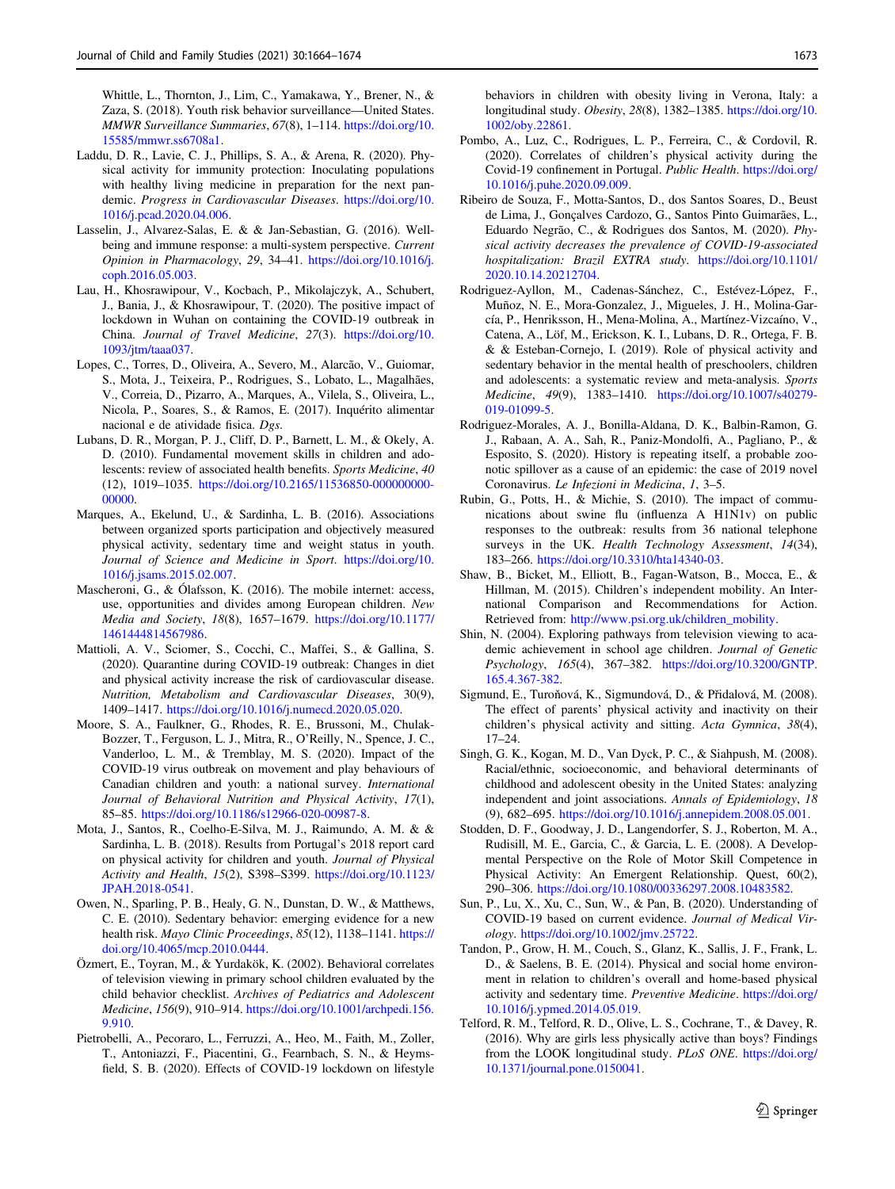Whittle, L., Thornton, J., Lim, C., Yamakawa, Y., Brener, N., & Zaza, S. (2018). Youth risk behavior surveillance—United States. *MMWR Surveillance Summaries*, *67*(8), 1–114. https://doi.org/10.15585/mmwr.ss6708a1.

Laddu, D. R., Lavie, C. J., Phillips, S. A., & Arena, R. (2020). Physical activity for immunity protection: Inoculating populations with healthy living medicine in preparation for the next pandemic. *Progress in Cardiovascular Diseases*. https://doi.org/10.1016/j.pcad.2020.04.006.

Lasselin, J., Alvarez-Salas, E. & & Jan-Sebastian, G. (2016). Well-being and immune response: a multi-system perspective. *Current Opinion in Pharmacology*, *29*, 34–41. https://doi.org/10.1016/j.coph.2016.05.003.

Lau, H., Khosrawipour, V., Kocbach, P., Mikolajczyk, A., Schubert, J., Bania, J., & Khosrawipour, T. (2020). The positive impact of lockdown in Wuhan on containing the COVID-19 outbreak in China. *Journal of Travel Medicine*, *27*(3). https://doi.org/10.1093/jtm/taaa037.

Lopes, C., Torres, D., Oliveira, A., Severo, M., Alarcão, V., Guiomar, S., Mota, J., Teixeira, P., Rodrigues, S., Lobato, L., Magalhães, V., Correia, D., Pizarro, A., Marques, A., Vilela, S., Oliveira, L., Nicola, P., Soares, S., & Ramos, E. (2017). Inquérito alimentar nacional e de atividade física. *Dgs*.

Lubans, D. R., Morgan, P. J., Cliff, D. P., Barnett, L. M., & Okely, A. D. (2010). Fundamental movement skills in children and adolescents: review of associated health benefits. *Sports Medicine*, *40* (12), 1019–1035. https://doi.org/10.2165/11536850-000000000-00000.

Marques, A., Ekelund, U., & Sardinha, L. B. (2016). Associations between organized sports participation and objectively measured physical activity, sedentary time and weight status in youth. *Journal of Science and Medicine in Sport*. https://doi.org/10.1016/j.jsams.2015.02.007.

Mascheroni, G., & Ólafsson, K. (2016). The mobile internet: access, use, opportunities and divides among European children. *New Media and Society*, *18*(8), 1657–1679. https://doi.org/10.1177/1461444814567986.

Mattioli, A. V., Sciomer, S., Cocchi, C., Maffei, S., & Gallina, S. (2020). Quarantine during COVID-19 outbreak: Changes in diet and physical activity increase the risk of cardiovascular disease. *Nutrition, Metabolism and Cardiovascular Diseases*, 30(9), 1409–1417. https://doi.org/10.1016/j.numecd.2020.05.020.

Moore, S. A., Faulkner, G., Rhodes, R. E., Brussoni, M., Chulak-Bozzer, T., Ferguson, L. J., Mitra, R., O'Reilly, N., Spence, J. C., Vanderloo, L. M., & Tremblay, M. S. (2020). Impact of the COVID-19 virus outbreak on movement and play behaviours of Canadian children and youth: a national survey. *International Journal of Behavioral Nutrition and Physical Activity*, *17*(1), 85–85. https://doi.org/10.1186/s12966-020-00987-8.

Mota, J., Santos, R., Coelho-E-Silva, M. J., Raimundo, A. M. & & Sardinha, L. B. (2018). Results from Portugal's 2018 report card on physical activity for children and youth. *Journal of Physical Activity and Health*, *15*(2), S398–S399. https://doi.org/10.1123/JPAH.2018-0541.

Owen, N., Sparling, P. B., Healy, G. N., Dunstan, D. W., & Matthews, C. E. (2010). Sedentary behavior: emerging evidence for a new health risk. *Mayo Clinic Proceedings*, *85*(12), 1138–1141. https://doi.org/10.4065/mcp.2010.0444.

Özmert, E., Toyran, M., & Yurdakök, K. (2002). Behavioral correlates of television viewing in primary school children evaluated by the child behavior checklist. *Archives of Pediatrics and Adolescent Medicine*, *156*(9), 910–914. https://doi.org/10.1001/archpedi.156.9.910.

Pietrobelli, A., Pecoraro, L., Ferruzzi, A., Heo, M., Faith, M., Zoller, T., Antoniazzi, F., Piacentini, G., Fearnbach, S. N., & Heymsfield, S. B. (2020). Effects of COVID-19 lockdown on lifestyle behaviors in children with obesity living in Verona, Italy: a longitudinal study. *Obesity*, *28*(8), 1382–1385. https://doi.org/10.1002/oby.22861.

Pombo, A., Luz, C., Rodrigues, L. P., Ferreira, C., & Cordovil, R. (2020). Correlates of children's physical activity during the Covid-19 confinement in Portugal. *Public Health*. https://doi.org/10.1016/j.puhe.2020.09.009.

Ribeiro de Souza, F., Motta-Santos, D., dos Santos Soares, D., Beust de Lima, J., Gonçalves Cardozo, G., Santos Pinto Guimarães, L., Eduardo Negrão, C., & Rodrigues dos Santos, M. (2020). *Physical activity decreases the prevalence of COVID-19-associated hospitalization: Brazil EXTRA study*. https://doi.org/10.1101/2020.10.14.20212704.

Rodriguez-Ayllon, M., Cadenas-Sánchez, C., Estévez-López, F., Muñoz, N. E., Mora-Gonzalez, J., Migueles, J. H., Molina-García, P., Henriksson, H., Mena-Molina, A., Martínez-Vizcaíno, V., Catena, A., Löf, M., Erickson, K. I., Lubans, D. R., Ortega, F. B. & & Esteban-Cornejo, I. (2019). Role of physical activity and sedentary behavior in the mental health of preschoolers, children and adolescents: a systematic review and meta-analysis. *Sports Medicine*, *49*(9), 1383–1410. https://doi.org/10.1007/s40279-019-01099-5.

Rodriguez-Morales, A. J., Bonilla-Aldana, D. K., Balbin-Ramon, G. J., Rabaan, A. A., Sah, R., Paniz-Mondolfi, A., Pagliano, P., & Esposito, S. (2020). History is repeating itself, a probable zoonotic spillover as a cause of an epidemic: the case of 2019 novel Coronavirus. *Le Infezioni in Medicina*, *1*, 3–5.

Rubin, G., Potts, H., & Michie, S. (2010). The impact of communications about swine flu (influenza A H1N1v) on public responses to the outbreak: results from 36 national telephone surveys in the UK. *Health Technology Assessment*, *14*(34), 183–266. https://doi.org/10.3310/hta14340-03.

Shaw, B., Bicket, M., Elliott, B., Fagan-Watson, B., Mocca, E., & Hillman, M. (2015). Children's independent mobility. An International Comparison and Recommendations for Action. Retrieved from: http://www.psi.org.uk/children_mobility.

Shin, N. (2004). Exploring pathways from television viewing to academic achievement in school age children. *Journal of Genetic Psychology*, *165*(4), 367–382. https://doi.org/10.3200/GNTP.165.4.367-382.

Sigmund, E., Turoňová, K., Sigmundová, D., & Přidalová, M. (2008). The effect of parents' physical activity and inactivity on their children's physical activity and sitting. *Acta Gymnica*, *38*(4), 17–24.

Singh, G. K., Kogan, M. D., Van Dyck, P. C., & Siahpush, M. (2008). Racial/ethnic, socioeconomic, and behavioral determinants of childhood and adolescent obesity in the United States: analyzing independent and joint associations. *Annals of Epidemiology*, *18* (9), 682–695. https://doi.org/10.1016/j.annepidem.2008.05.001.

Stodden, D. F., Goodway, J. D., Langendorfer, S. J., Roberton, M. A., Rudisill, M. E., Garcia, C., & Garcia, L. E. (2008). A Developmental Perspective on the Role of Motor Skill Competence in Physical Activity: An Emergent Relationship. Quest, 60(2), 290–306. https://doi.org/10.1080/00336297.2008.10483582.

Sun, P., Lu, X., Xu, C., Sun, W., & Pan, B. (2020). Understanding of COVID-19 based on current evidence. *Journal of Medical Virology*. https://doi.org/10.1002/jmv.25722.

Tandon, P., Grow, H. M., Couch, S., Glanz, K., Sallis, J. F., Frank, L. D., & Saelens, B. E. (2014). Physical and social home environment in relation to children's overall and home-based physical activity and sedentary time. *Preventive Medicine*. https://doi.org/10.1016/j.ypmed.2014.05.019.

Telford, R. M., Telford, R. D., Olive, L. S., Cochrane, T., & Davey, R. (2016). Why are girls less physically active than boys? Findings from the LOOK longitudinal study. *PLoS ONE*. https://doi.org/10.1371/journal.pone.0150041.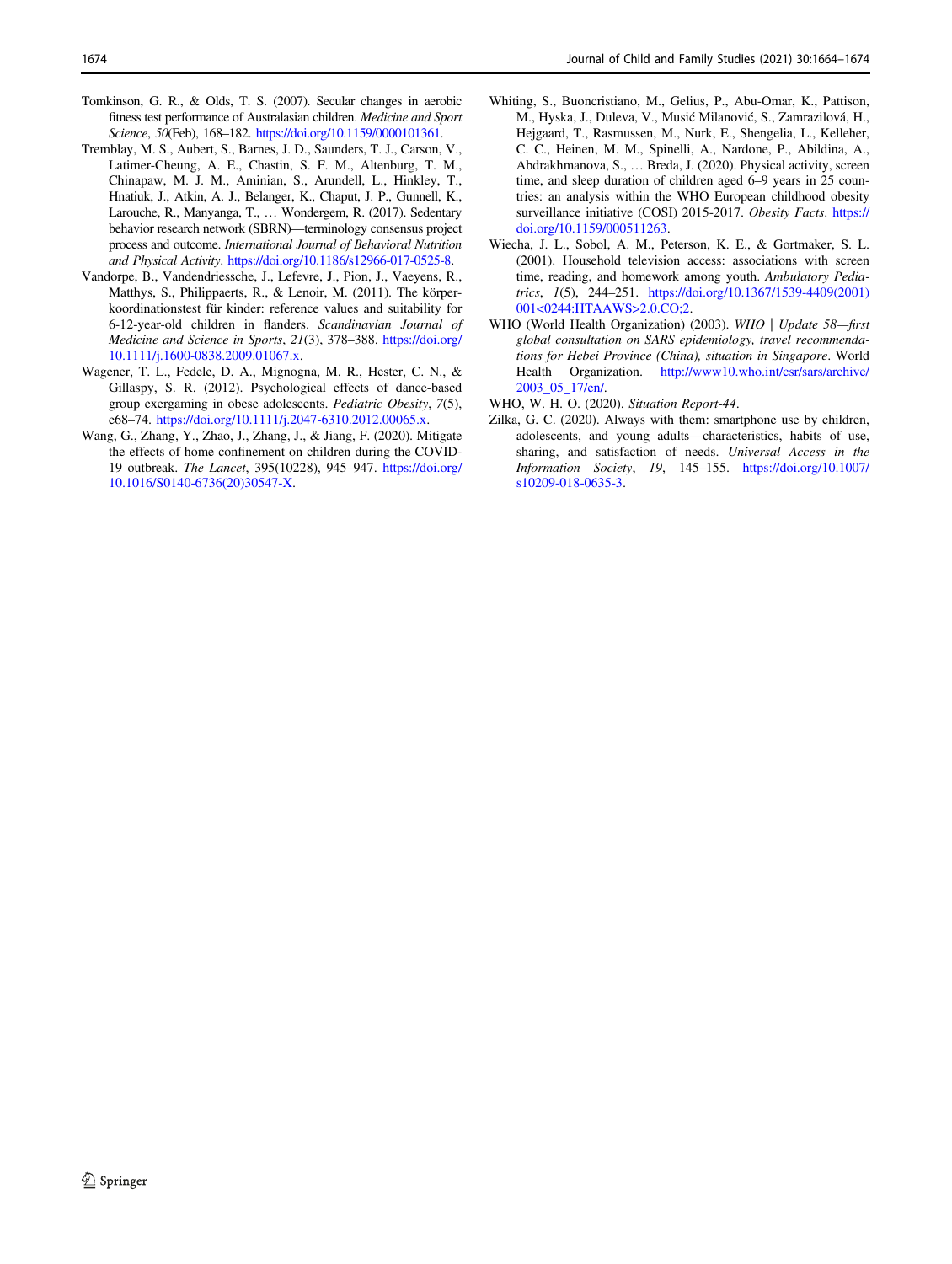Tomkinson, G. R., & Olds, T. S. (2007). Secular changes in aerobic fitness test performance of Australasian children. *Medicine and Sport Science*, *50*(Feb), 168–182. https://doi.org/10.1159/0000101361.

Tremblay, M. S., Aubert, S., Barnes, J. D., Saunders, T. J., Carson, V., Latimer-Cheung, A. E., Chastin, S. F. M., Altenburg, T. M., Chinapaw, M. J. M., Aminian, S., Arundell, L., Hinkley, T., Hnatiuk, J., Atkin, A. J., Belanger, K., Chaput, J. P., Gunnell, K., Larouche, R., Manyanga, T., … Wondergem, R. (2017). Sedentary behavior research network (SBRN)—terminology consensus project process and outcome. *International Journal of Behavioral Nutrition and Physical Activity*. https://doi.org/10.1186/s12966-017-0525-8.

Vandorpe, B., Vandendriessche, J., Lefevre, J., Pion, J., Vaeyens, R., Matthys, S., Philippaerts, R., & Lenoir, M. (2011). The körperkoordinationstest für kinder: reference values and suitability for 6-12-year-old children in flanders. *Scandinavian Journal of Medicine and Science in Sports*, *21*(3), 378–388. https://doi.org/10.1111/j.1600-0838.2009.01067.x.

Wagener, T. L., Fedele, D. A., Mignogna, M. R., Hester, C. N., & Gillaspy, S. R. (2012). Psychological effects of dance-based group exergaming in obese adolescents. *Pediatric Obesity*, *7*(5), e68–74. https://doi.org/10.1111/j.2047-6310.2012.00065.x.

Wang, G., Zhang, Y., Zhao, J., Zhang, J., & Jiang, F. (2020). Mitigate the effects of home confinement on children during the COVID-19 outbreak. *The Lancet*, 395(10228), 945–947. https://doi.org/10.1016/S0140-6736(20)30547-X.

Whiting, S., Buoncristiano, M., Gelius, P., Abu-Omar, K., Pattison, M., Hyska, J., Duleva, V., Musić Milanović, S., Zamrazilová, H., Hejgaard, T., Rasmussen, M., Nurk, E., Shengelia, L., Kelleher, C. C., Heinen, M. M., Spinelli, A., Nardone, P., Abildina, A., Abdrakhmanova, S., … Breda, J. (2020). Physical activity, screen time, and sleep duration of children aged 6–9 years in 25 countries: an analysis within the WHO European childhood obesity surveillance initiative (COSI) 2015-2017. *Obesity Facts*. https://doi.org/10.1159/000511263.

Wiecha, J. L., Sobol, A. M., Peterson, K. E., & Gortmaker, S. L. (2001). Household television access: associations with screen time, reading, and homework among youth. *Ambulatory Pediatrics*, *1*(5), 244–251. https://doi.org/10.1367/1539-4409(2001)001<0244:HTAAWS>2.0.CO;2.

WHO (World Health Organization) (2003). *WHO | Update 58—first global consultation on SARS epidemiology, travel recommendations for Hebei Province (China), situation in Singapore*. World Health Organization. http://www10.who.int/csr/sars/archive/2003_05_17/en/.

WHO, W. H. O. (2020). *Situation Report-44*.

Zilka, G. C. (2020). Always with them: smartphone use by children, adolescents, and young adults—characteristics, habits of use, sharing, and satisfaction of needs. *Universal Access in the Information Society*, *19*, 145–155. https://doi.org/10.1007/s10209-018-0635-3.